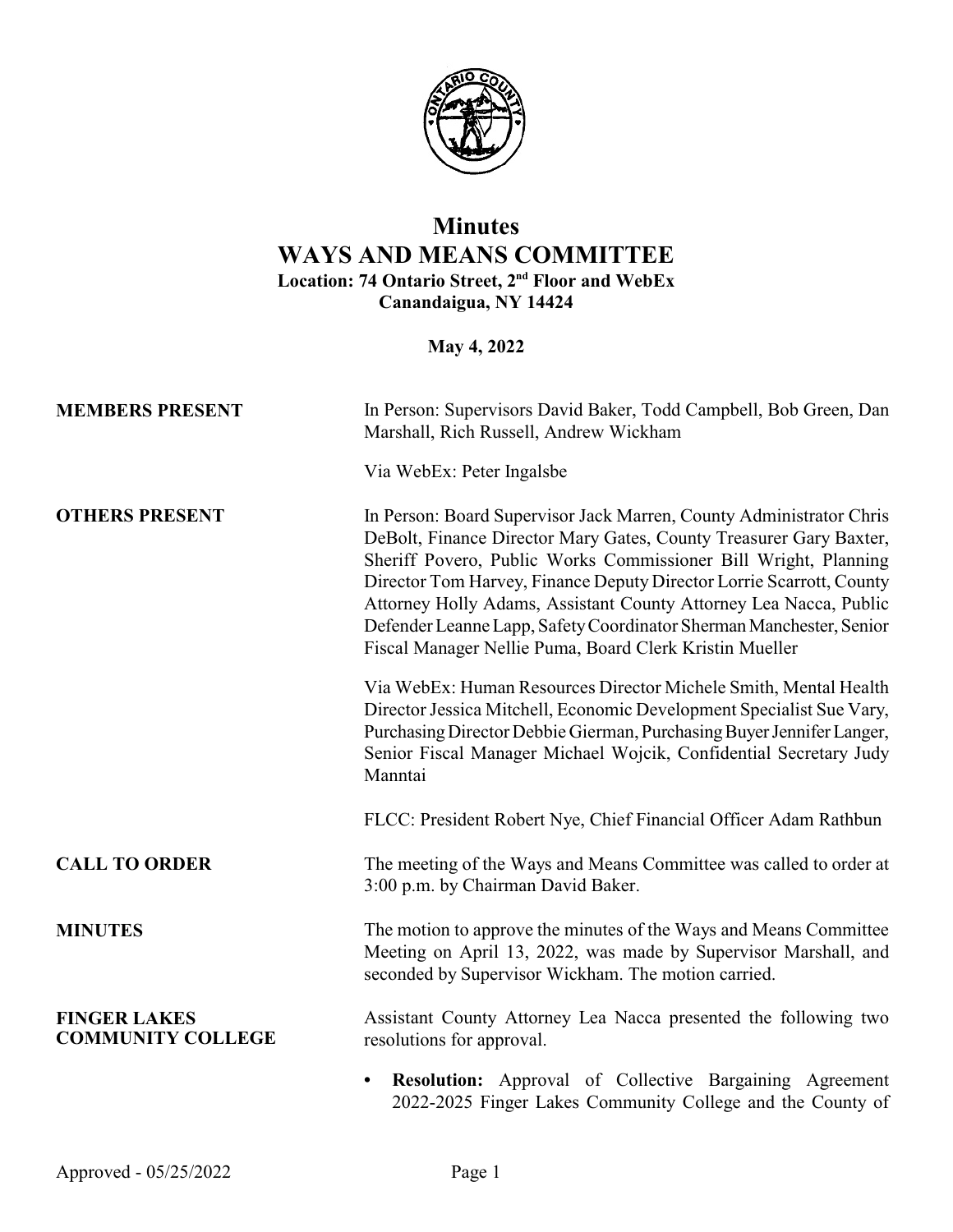# Minutes
# WAYS AND MEANS COMMITTEE
**Location: 74 Ontario Street, 2nd Floor and WebEx**
**Canandaigua, NY 14424**

**May 4, 2022**

**MEMBERS PRESENT**

In Person: Supervisors David Baker, Todd Campbell, Bob Green, Dan Marshall, Rich Russell, Andrew Wickham

Via WebEx: Peter Ingalsbe

**OTHERS PRESENT**

In Person: Board Supervisor Jack Marren, County Administrator Chris DeBolt, Finance Director Mary Gates, County Treasurer Gary Baxter, Sheriff Povero, Public Works Commissioner Bill Wright, Planning Director Tom Harvey, Finance Deputy Director Lorrie Scarrott, County Attorney Holly Adams, Assistant County Attorney Lea Nacca, Public Defender Leanne Lapp, Safety Coordinator Sherman Manchester, Senior Fiscal Manager Nellie Puma, Board Clerk Kristin Mueller

Via WebEx: Human Resources Director Michele Smith, Mental Health Director Jessica Mitchell, Economic Development Specialist Sue Vary, Purchasing Director Debbie Gierman, Purchasing Buyer Jennifer Langer, Senior Fiscal Manager Michael Wojcik, Confidential Secretary Judy Manntai

FLCC: President Robert Nye, Chief Financial Officer Adam Rathbun

**CALL TO ORDER**

The meeting of the Ways and Means Committee was called to order at 3:00 p.m. by Chairman David Baker.

**MINUTES**

The motion to approve the minutes of the Ways and Means Committee Meeting on April 13, 2022, was made by Supervisor Marshall, and seconded by Supervisor Wickham. The motion carried.

**FINGER LAKES COMMUNITY COLLEGE**

Assistant County Attorney Lea Nacca presented the following two resolutions for approval.

- **Resolution:** Approval of Collective Bargaining Agreement 2022-2025 Finger Lakes Community College and the County of

Approved - 05/25/2022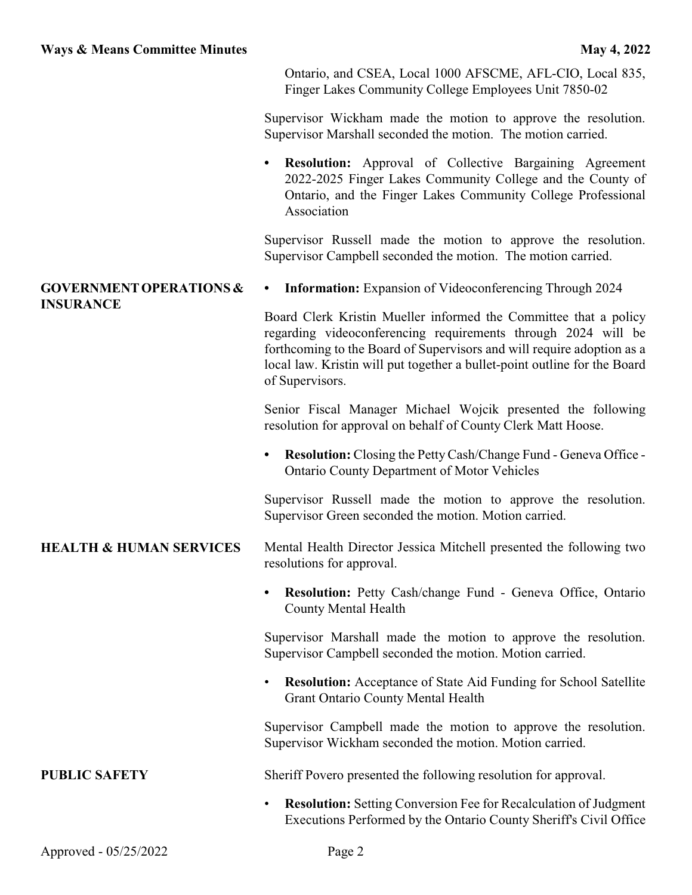Ontario, and CSEA, Local 1000 AFSCME, AFL-CIO, Local 835, Finger Lakes Community College Employees Unit 7850-02

Supervisor Wickham made the motion to approve the resolution. Supervisor Marshall seconded the motion. The motion carried.

- **Resolution:** Approval of Collective Bargaining Agreement 2022-2025 Finger Lakes Community College and the County of Ontario, and the Finger Lakes Community College Professional Association

Supervisor Russell made the motion to approve the resolution. Supervisor Campbell seconded the motion. The motion carried.

**GOVERNMENT OPERATIONS & INSURANCE**

- **Information:** Expansion of Videoconferencing Through 2024

Board Clerk Kristin Mueller informed the Committee that a policy regarding videoconferencing requirements through 2024 will be forthcoming to the Board of Supervisors and will require adoption as a local law. Kristin will put together a bullet-point outline for the Board of Supervisors.

Senior Fiscal Manager Michael Wojcik presented the following resolution for approval on behalf of County Clerk Matt Hoose.

- **Resolution:** Closing the Petty Cash/Change Fund - Geneva Office - Ontario County Department of Motor Vehicles

Supervisor Russell made the motion to approve the resolution. Supervisor Green seconded the motion. Motion carried.

**HEALTH & HUMAN SERVICES**

Mental Health Director Jessica Mitchell presented the following two resolutions for approval.

- **Resolution:** Petty Cash/change Fund - Geneva Office, Ontario County Mental Health

Supervisor Marshall made the motion to approve the resolution. Supervisor Campbell seconded the motion. Motion carried.

- **Resolution:** Acceptance of State Aid Funding for School Satellite Grant Ontario County Mental Health

Supervisor Campbell made the motion to approve the resolution. Supervisor Wickham seconded the motion. Motion carried.

**PUBLIC SAFETY**

Sheriff Povero presented the following resolution for approval.

- **Resolution:** Setting Conversion Fee for Recalculation of Judgment Executions Performed by the Ontario County Sheriff's Civil Office

Approved - 05/25/2022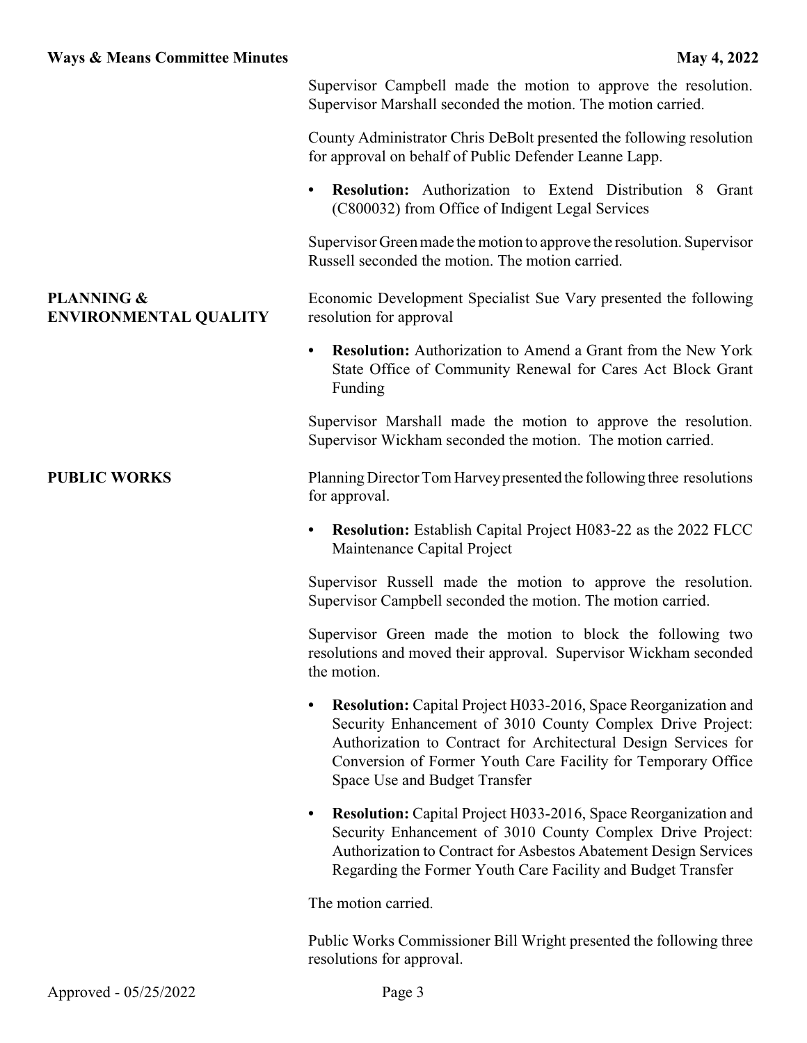Supervisor Campbell made the motion to approve the resolution. Supervisor Marshall seconded the motion. The motion carried.

County Administrator Chris DeBolt presented the following resolution for approval on behalf of Public Defender Leanne Lapp.

- **Resolution:** Authorization to Extend Distribution 8 Grant (C800032) from Office of Indigent Legal Services

Supervisor Green made the motion to approve the resolution. Supervisor Russell seconded the motion. The motion carried.

**PLANNING & ENVIRONMENTAL QUALITY**

Economic Development Specialist Sue Vary presented the following resolution for approval

- **Resolution:** Authorization to Amend a Grant from the New York State Office of Community Renewal for Cares Act Block Grant Funding

Supervisor Marshall made the motion to approve the resolution. Supervisor Wickham seconded the motion. The motion carried.

**PUBLIC WORKS**

Planning Director Tom Harvey presented the following three resolutions for approval.

- **Resolution:** Establish Capital Project H083-22 as the 2022 FLCC Maintenance Capital Project

Supervisor Russell made the motion to approve the resolution. Supervisor Campbell seconded the motion. The motion carried.

Supervisor Green made the motion to block the following two resolutions and moved their approval. Supervisor Wickham seconded the motion.

- **Resolution:** Capital Project H033-2016, Space Reorganization and Security Enhancement of 3010 County Complex Drive Project: Authorization to Contract for Architectural Design Services for Conversion of Former Youth Care Facility for Temporary Office Space Use and Budget Transfer

- **Resolution:** Capital Project H033-2016, Space Reorganization and Security Enhancement of 3010 County Complex Drive Project: Authorization to Contract for Asbestos Abatement Design Services Regarding the Former Youth Care Facility and Budget Transfer

The motion carried.

Public Works Commissioner Bill Wright presented the following three resolutions for approval.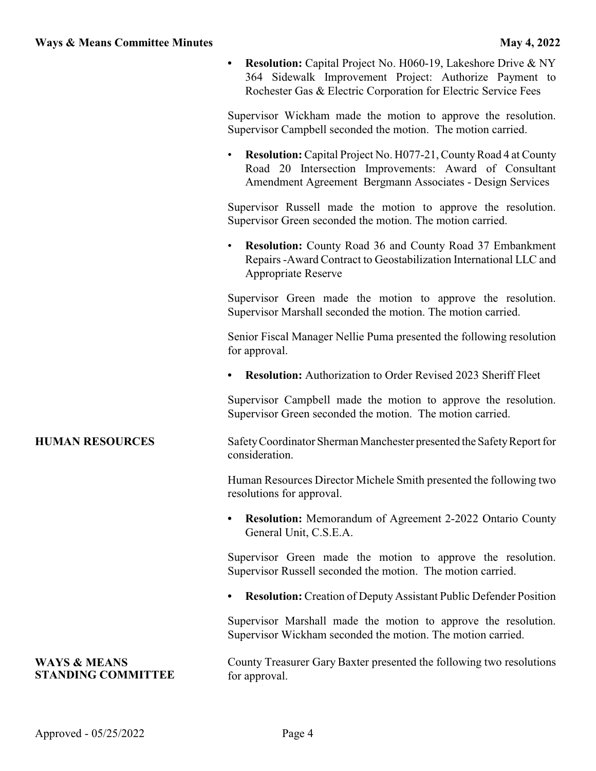- **Resolution:** Capital Project No. H060-19, Lakeshore Drive & NY 364 Sidewalk Improvement Project: Authorize Payment to Rochester Gas & Electric Corporation for Electric Service Fees

Supervisor Wickham made the motion to approve the resolution. Supervisor Campbell seconded the motion. The motion carried.

- **Resolution:** Capital Project No. H077-21, County Road 4 at County Road 20 Intersection Improvements: Award of Consultant Amendment Agreement Bergmann Associates - Design Services

Supervisor Russell made the motion to approve the resolution. Supervisor Green seconded the motion. The motion carried.

- **Resolution:** County Road 36 and County Road 37 Embankment Repairs -Award Contract to Geostabilization International LLC and Appropriate Reserve

Supervisor Green made the motion to approve the resolution. Supervisor Marshall seconded the motion. The motion carried.

Senior Fiscal Manager Nellie Puma presented the following resolution for approval.

- **Resolution:** Authorization to Order Revised 2023 Sheriff Fleet

Supervisor Campbell made the motion to approve the resolution. Supervisor Green seconded the motion. The motion carried.

**HUMAN RESOURCES**

Safety Coordinator Sherman Manchester presented the Safety Report for consideration.

Human Resources Director Michele Smith presented the following two resolutions for approval.

- **Resolution:** Memorandum of Agreement 2-2022 Ontario County General Unit, C.S.E.A.

Supervisor Green made the motion to approve the resolution. Supervisor Russell seconded the motion. The motion carried.

- **Resolution:** Creation of Deputy Assistant Public Defender Position

Supervisor Marshall made the motion to approve the resolution. Supervisor Wickham seconded the motion. The motion carried.

**WAYS & MEANS STANDING COMMITTEE**

County Treasurer Gary Baxter presented the following two resolutions for approval.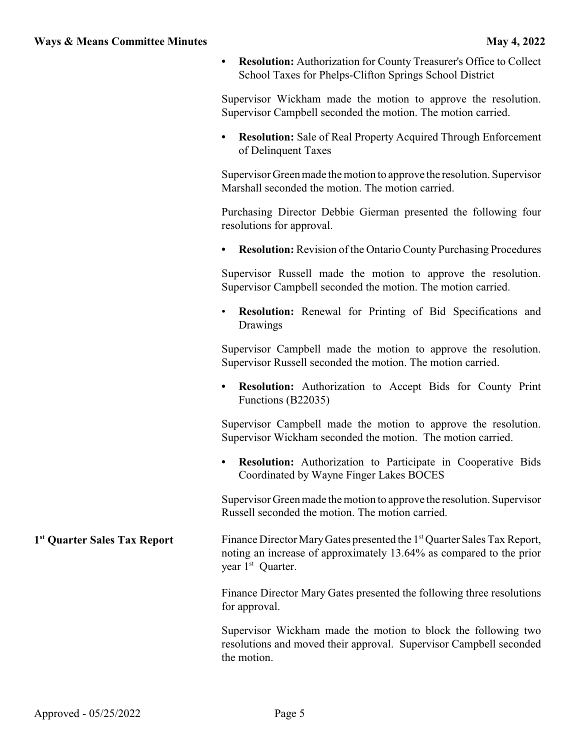- **Resolution:** Authorization for County Treasurer's Office to Collect School Taxes for Phelps-Clifton Springs School District

Supervisor Wickham made the motion to approve the resolution. Supervisor Campbell seconded the motion. The motion carried.

- **Resolution:** Sale of Real Property Acquired Through Enforcement of Delinquent Taxes

Supervisor Green made the motion to approve the resolution. Supervisor Marshall seconded the motion. The motion carried.

Purchasing Director Debbie Gierman presented the following four resolutions for approval.

- **Resolution:** Revision of the Ontario County Purchasing Procedures

Supervisor Russell made the motion to approve the resolution. Supervisor Campbell seconded the motion. The motion carried.

- **Resolution:** Renewal for Printing of Bid Specifications and Drawings

Supervisor Campbell made the motion to approve the resolution. Supervisor Russell seconded the motion. The motion carried.

- **Resolution:** Authorization to Accept Bids for County Print Functions (B22035)

Supervisor Campbell made the motion to approve the resolution. Supervisor Wickham seconded the motion. The motion carried.

- **Resolution:** Authorization to Participate in Cooperative Bids Coordinated by Wayne Finger Lakes BOCES

Supervisor Green made the motion to approve the resolution. Supervisor Russell seconded the motion. The motion carried.

**1st Quarter Sales Tax Report**

Finance Director Mary Gates presented the 1st Quarter Sales Tax Report, noting an increase of approximately 13.64% as compared to the prior year 1st Quarter.

Finance Director Mary Gates presented the following three resolutions for approval.

Supervisor Wickham made the motion to block the following two resolutions and moved their approval. Supervisor Campbell seconded the motion.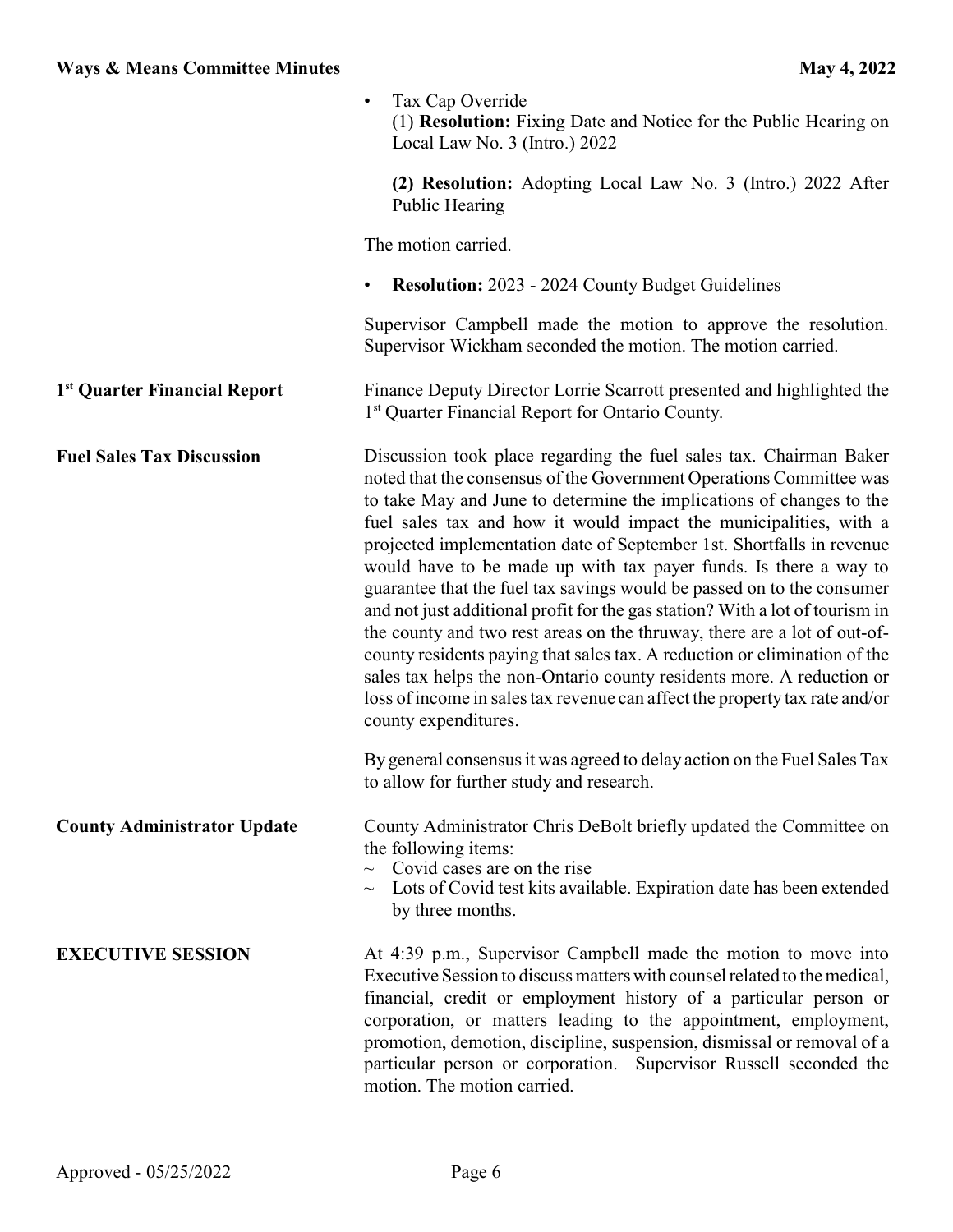- Tax Cap Override
  (1) **Resolution:** Fixing Date and Notice for the Public Hearing on Local Law No. 3 (Intro.) 2022

  **(2) Resolution:** Adopting Local Law No. 3 (Intro.) 2022 After Public Hearing

The motion carried.

- **Resolution:** 2023 - 2024 County Budget Guidelines

Supervisor Campbell made the motion to approve the resolution. Supervisor Wickham seconded the motion. The motion carried.

**1st Quarter Financial Report**

Finance Deputy Director Lorrie Scarrott presented and highlighted the 1st Quarter Financial Report for Ontario County.

**Fuel Sales Tax Discussion**

Discussion took place regarding the fuel sales tax. Chairman Baker noted that the consensus of the Government Operations Committee was to take May and June to determine the implications of changes to the fuel sales tax and how it would impact the municipalities, with a projected implementation date of September 1st. Shortfalls in revenue would have to be made up with tax payer funds. Is there a way to guarantee that the fuel tax savings would be passed on to the consumer and not just additional profit for the gas station? With a lot of tourism in the county and two rest areas on the thruway, there are a lot of out-of-county residents paying that sales tax. A reduction or elimination of the sales tax helps the non-Ontario county residents more. A reduction or loss of income in sales tax revenue can affect the property tax rate and/or county expenditures.

By general consensus it was agreed to delay action on the Fuel Sales Tax to allow for further study and research.

**County Administrator Update**

County Administrator Chris DeBolt briefly updated the Committee on the following items:

- ~ Covid cases are on the rise
- ~ Lots of Covid test kits available. Expiration date has been extended by three months.

**EXECUTIVE SESSION**

At 4:39 p.m., Supervisor Campbell made the motion to move into Executive Session to discuss matters with counsel related to the medical, financial, credit or employment history of a particular person or corporation, or matters leading to the appointment, employment, promotion, demotion, discipline, suspension, dismissal or removal of a particular person or corporation. Supervisor Russell seconded the motion. The motion carried.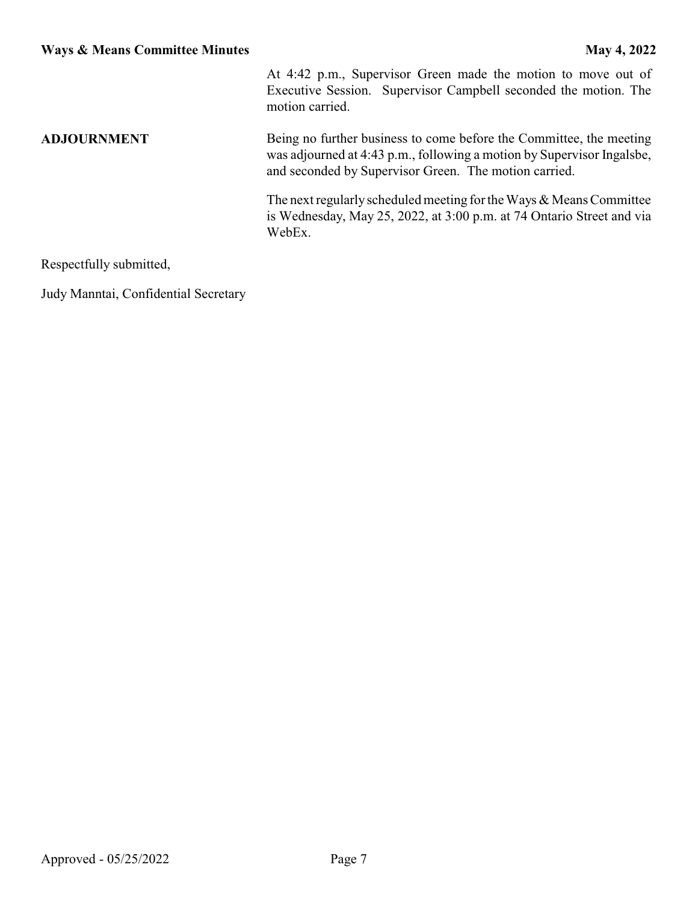At 4:42 p.m., Supervisor Green made the motion to move out of Executive Session. Supervisor Campbell seconded the motion. The motion carried.

**ADJOURNMENT**

Being no further business to come before the Committee, the meeting was adjourned at 4:43 p.m., following a motion by Supervisor Ingalsbe, and seconded by Supervisor Green. The motion carried.

The next regularly scheduled meeting for the Ways & Means Committee is Wednesday, May 25, 2022, at 3:00 p.m. at 74 Ontario Street and via WebEx.

Respectfully submitted,

Judy Manntai, Confidential Secretary

Approved - 05/25/2022